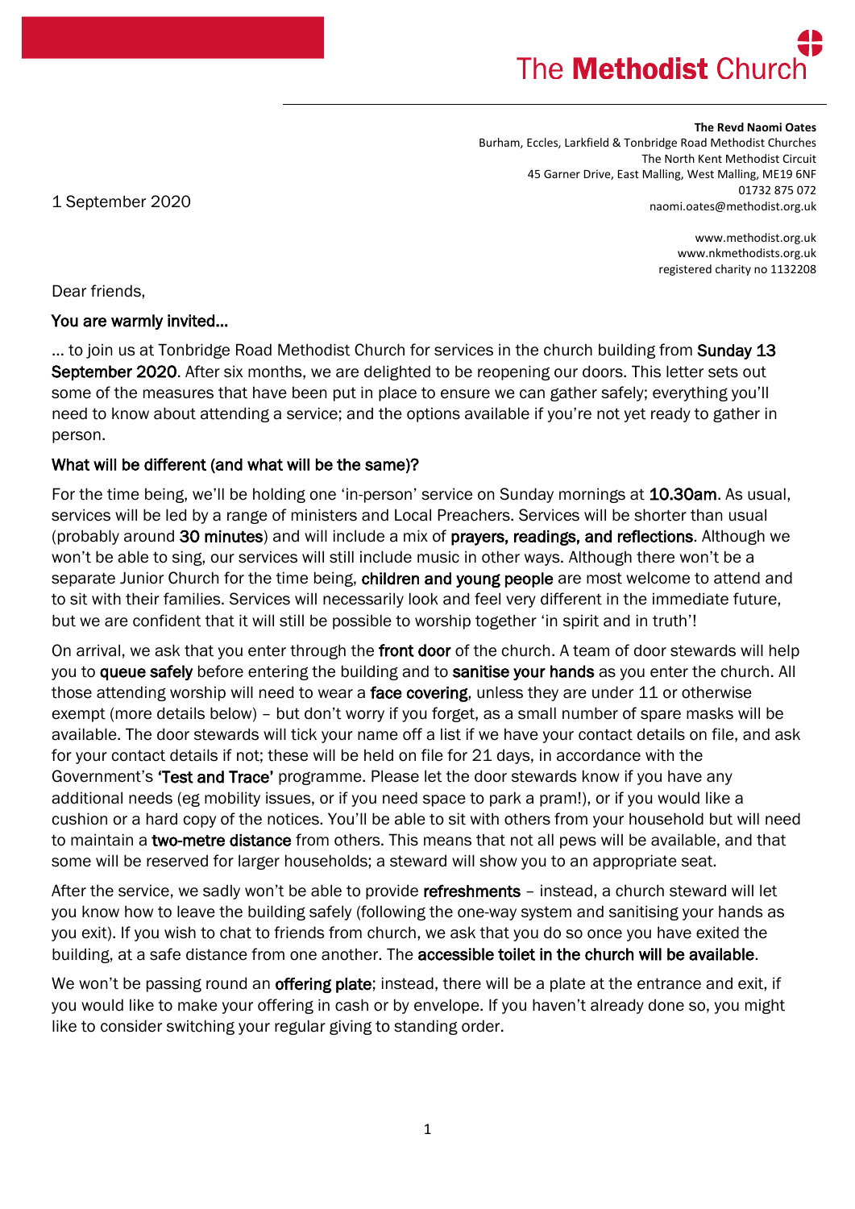The **Methodist** Church

**The Revd Naomi Oates**
Burham, Eccles, Larkfield & Tonbridge Road Methodist Churches
The North Kent Methodist Circuit
45 Garner Drive, East Malling, West Malling, ME19 6NF
01732 875 072
naomi.oates@methodist.org.uk

www.methodist.org.uk
www.nkmethodists.org.uk
registered charity no 1132208

1 September 2020

Dear friends,

## You are warmly invited...

... to join us at Tonbridge Road Methodist Church for services in the church building from **Sunday 13 September 2020**. After six months, we are delighted to be reopening our doors. This letter sets out some of the measures that have been put in place to ensure we can gather safely; everything you'll need to know about attending a service; and the options available if you're not yet ready to gather in person.

## What will be different (and what will be the same)?

For the time being, we'll be holding one 'in-person' service on Sunday mornings at **10.30am**. As usual, services will be led by a range of ministers and Local Preachers. Services will be shorter than usual (probably around **30 minutes**) and will include a mix of **prayers, readings, and reflections**. Although we won't be able to sing, our services will still include music in other ways. Although there won't be a separate Junior Church for the time being, **children and young people** are most welcome to attend and to sit with their families. Services will necessarily look and feel very different in the immediate future, but we are confident that it will still be possible to worship together 'in spirit and in truth'!

On arrival, we ask that you enter through the **front door** of the church. A team of door stewards will help you to **queue safely** before entering the building and to **sanitise your hands** as you enter the church. All those attending worship will need to wear a **face covering**, unless they are under 11 or otherwise exempt (more details below) – but don't worry if you forget, as a small number of spare masks will be available. The door stewards will tick your name off a list if we have your contact details on file, and ask for your contact details if not; these will be held on file for 21 days, in accordance with the Government's **'Test and Trace'** programme. Please let the door stewards know if you have any additional needs (eg mobility issues, or if you need space to park a pram!), or if you would like a cushion or a hard copy of the notices. You'll be able to sit with others from your household but will need to maintain a **two-metre distance** from others. This means that not all pews will be available, and that some will be reserved for larger households; a steward will show you to an appropriate seat.

After the service, we sadly won't be able to provide **refreshments** – instead, a church steward will let you know how to leave the building safely (following the one-way system and sanitising your hands as you exit). If you wish to chat to friends from church, we ask that you do so once you have exited the building, at a safe distance from one another. The **accessible toilet in the church will be available**.

We won't be passing round an **offering plate**; instead, there will be a plate at the entrance and exit, if you would like to make your offering in cash or by envelope. If you haven't already done so, you might like to consider switching your regular giving to standing order.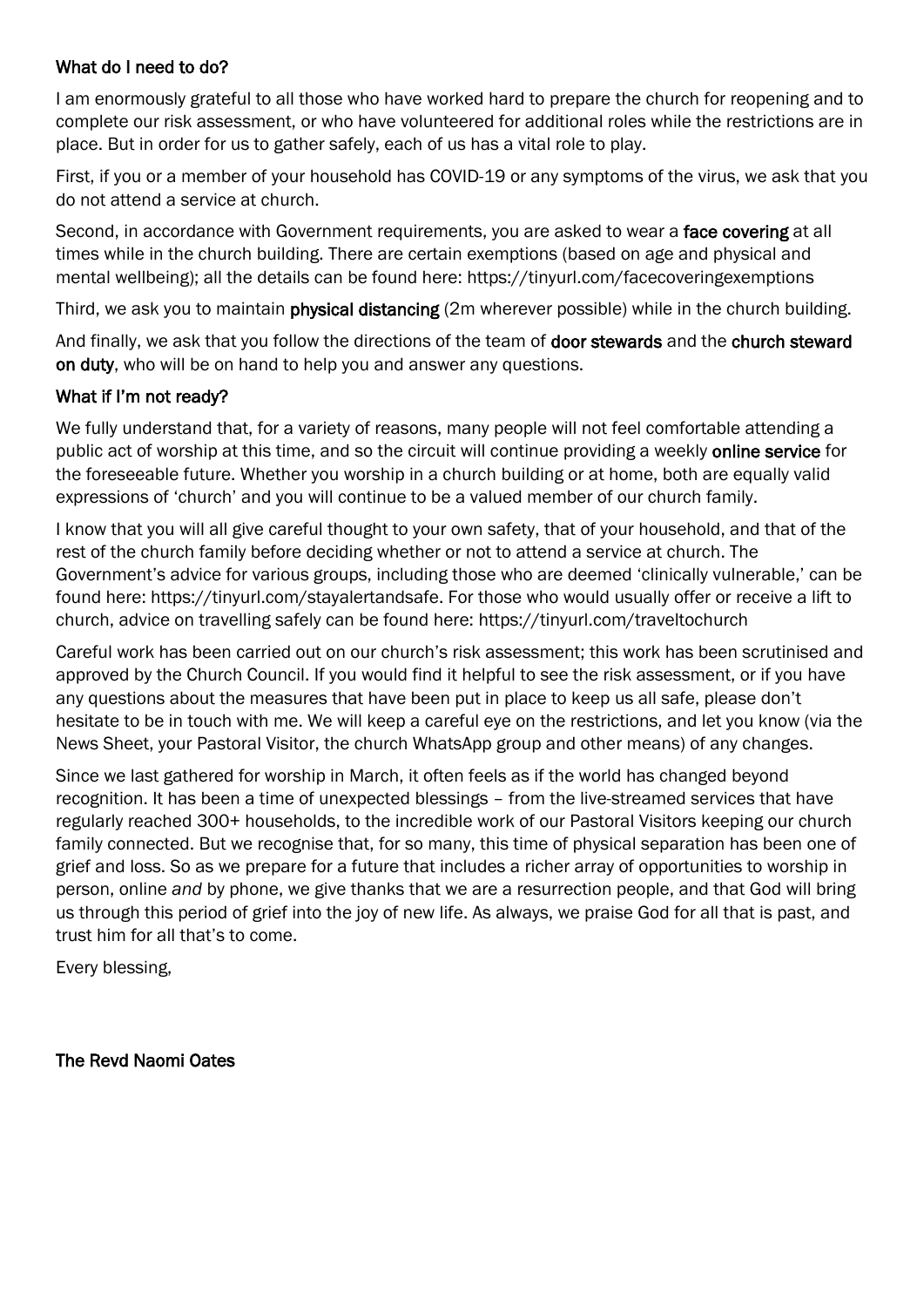### What do I need to do?

I am enormously grateful to all those who have worked hard to prepare the church for reopening and to complete our risk assessment, or who have volunteered for additional roles while the restrictions are in place. But in order for us to gather safely, each of us has a vital role to play.

First, if you or a member of your household has COVID-19 or any symptoms of the virus, we ask that you do not attend a service at church.

Second, in accordance with Government requirements, you are asked to wear a **face covering** at all times while in the church building. There are certain exemptions (based on age and physical and mental wellbeing); all the details can be found here: https://tinyurl.com/facecoveringexemptions

Third, we ask you to maintain **physical distancing** (2m wherever possible) while in the church building.

And finally, we ask that you follow the directions of the team of **door stewards** and the **church steward on duty**, who will be on hand to help you and answer any questions.

### What if I'm not ready?

We fully understand that, for a variety of reasons, many people will not feel comfortable attending a public act of worship at this time, and so the circuit will continue providing a weekly **online service** for the foreseeable future. Whether you worship in a church building or at home, both are equally valid expressions of 'church' and you will continue to be a valued member of our church family.

I know that you will all give careful thought to your own safety, that of your household, and that of the rest of the church family before deciding whether or not to attend a service at church. The Government's advice for various groups, including those who are deemed 'clinically vulnerable,' can be found here: https://tinyurl.com/stayalertandsafe. For those who would usually offer or receive a lift to church, advice on travelling safely can be found here: https://tinyurl.com/traveltochurch

Careful work has been carried out on our church's risk assessment; this work has been scrutinised and approved by the Church Council. If you would find it helpful to see the risk assessment, or if you have any questions about the measures that have been put in place to keep us all safe, please don't hesitate to be in touch with me. We will keep a careful eye on the restrictions, and let you know (via the News Sheet, your Pastoral Visitor, the church WhatsApp group and other means) of any changes.

Since we last gathered for worship in March, it often feels as if the world has changed beyond recognition. It has been a time of unexpected blessings – from the live-streamed services that have regularly reached 300+ households, to the incredible work of our Pastoral Visitors keeping our church family connected. But we recognise that, for so many, this time of physical separation has been one of grief and loss. So as we prepare for a future that includes a richer array of opportunities to worship in person, online *and* by phone, we give thanks that we are a resurrection people, and that God will bring us through this period of grief into the joy of new life. As always, we praise God for all that is past, and trust him for all that's to come.

Every blessing,

**The Revd Naomi Oates**